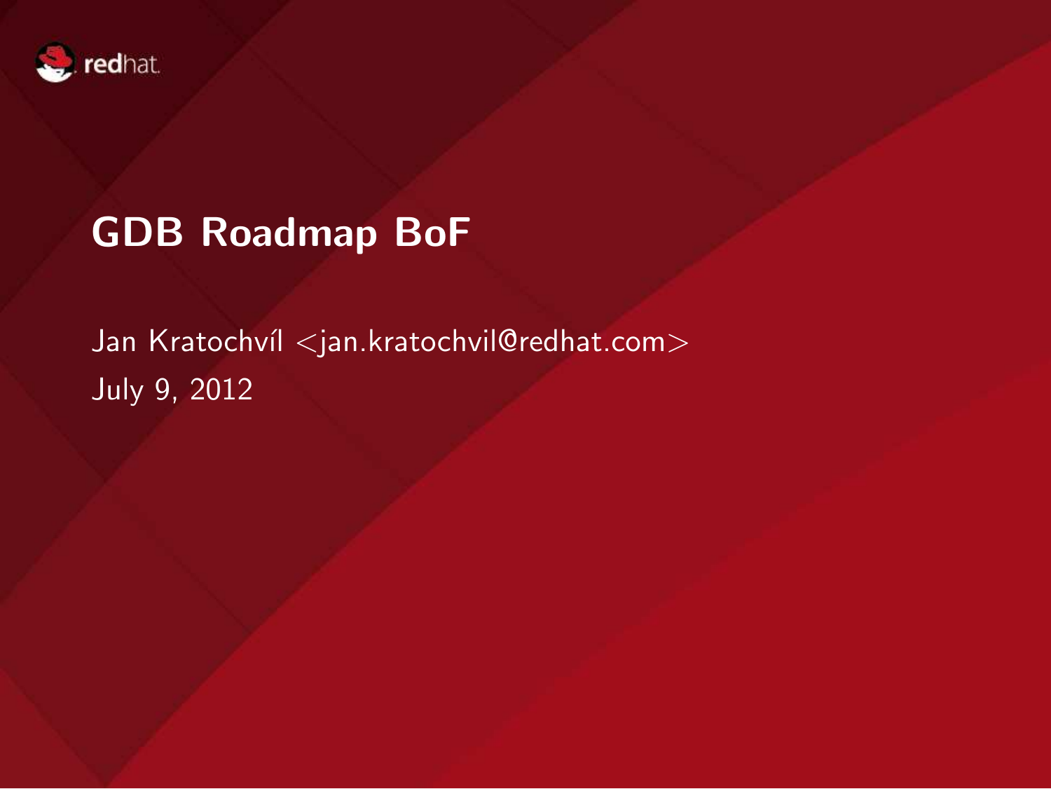# GDB Roadmap BoF

Jan Kratochvíl <jan.kratochvil@redhat.com>

July 9, 2012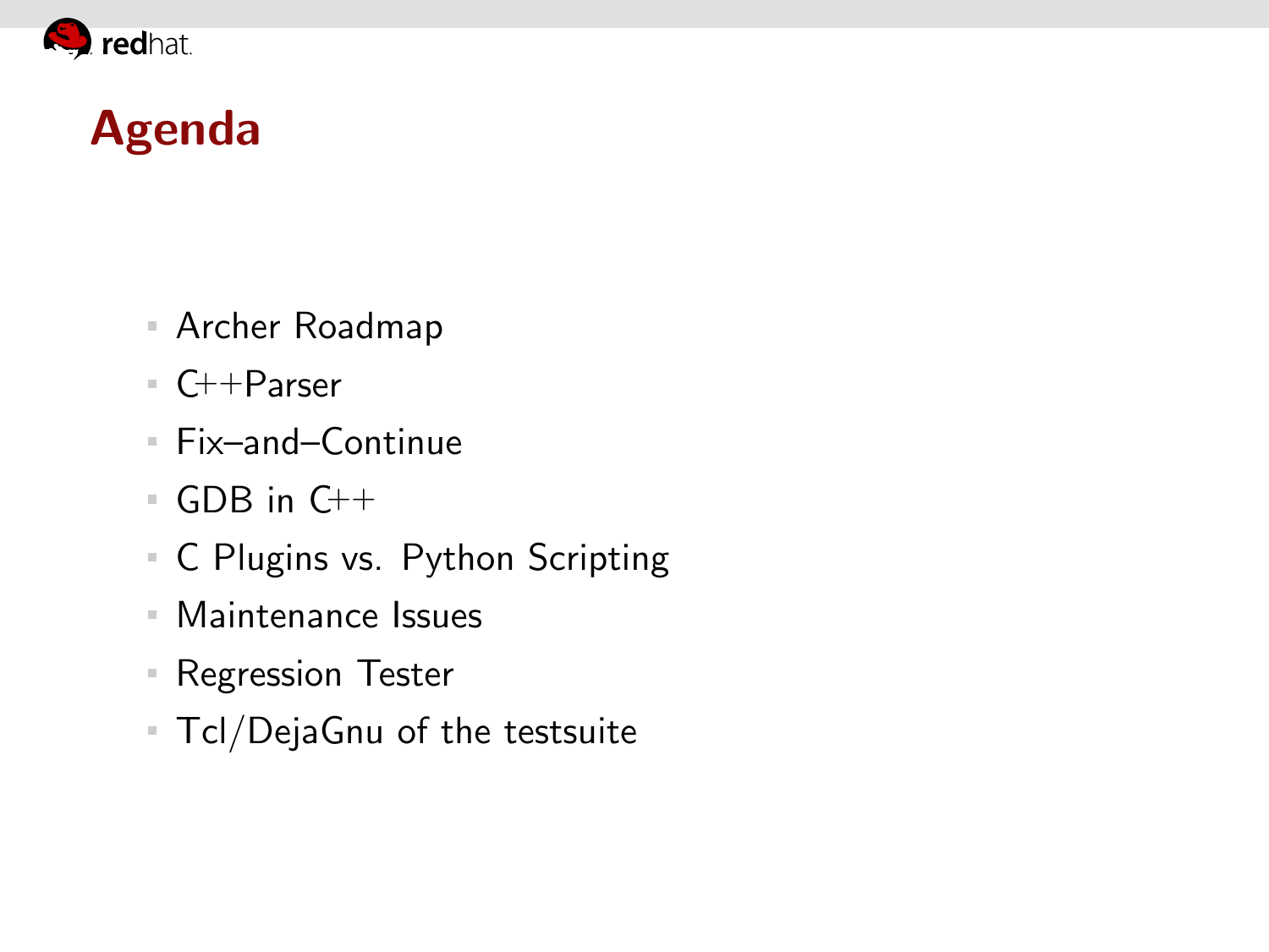# Agenda

- Archer Roadmap
- C++Parser
- Fix–and–Continue
- GDB in C++
- C Plugins vs. Python Scripting
- Maintenance Issues
- Regression Tester
- Tcl/DejaGnu of the testsuite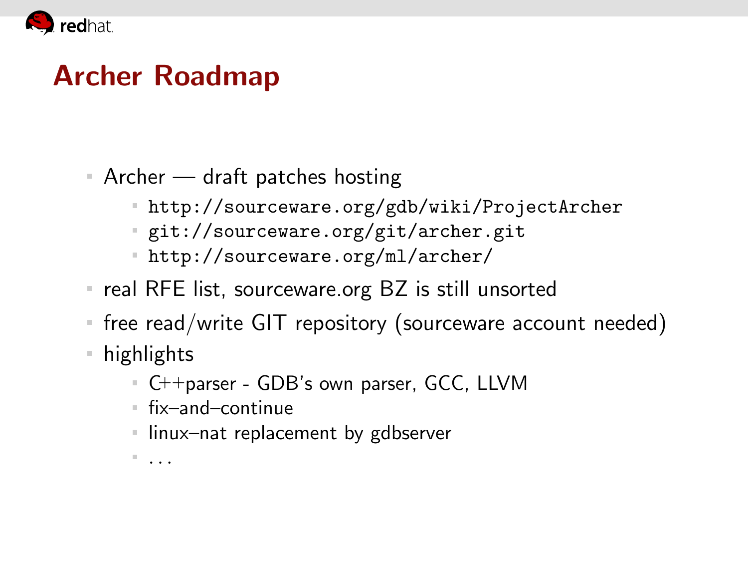# Archer Roadmap

- Archer — draft patches hosting
  - `http://sourceware.org/gdb/wiki/ProjectArcher`
  - `git://sourceware.org/git/archer.git`
  - `http://sourceware.org/ml/archer/`
- real RFE list, sourceware.org BZ is still unsorted
- free read/write GIT repository (sourceware account needed)
- highlights
  - C++parser - GDB's own parser, GCC, LLVM
  - fix–and–continue
  - linux–nat replacement by gdbserver
  - ...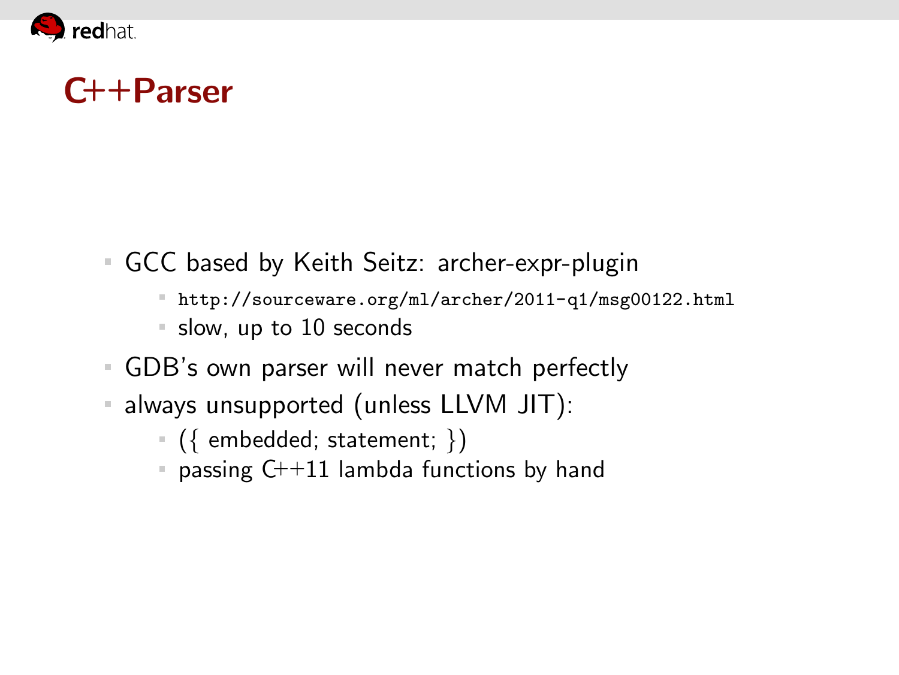# C++Parser

- GCC based by Keith Seitz: archer-expr-plugin
  - `http://sourceware.org/ml/archer/2011-q1/msg00122.html`
  - slow, up to 10 seconds
- GDB's own parser will never match perfectly
- always unsupported (unless LLVM JIT):
  - ({ embedded; statement; })
  - passing C++11 lambda functions by hand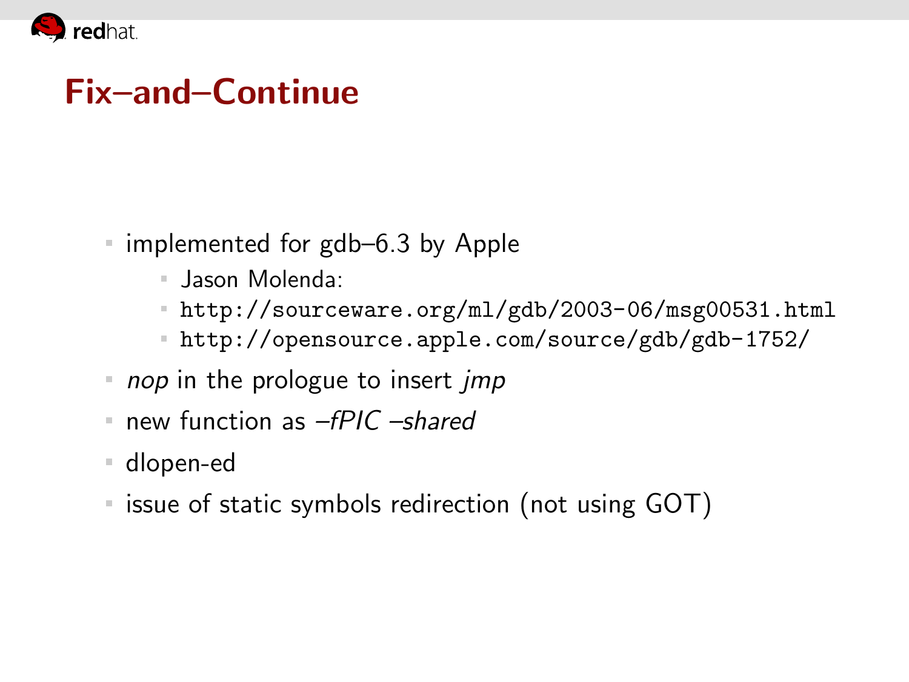# Fix–and–Continue

- implemented for gdb–6.3 by Apple
  - Jason Molenda:
  - `http://sourceware.org/ml/gdb/2003-06/msg00531.html`
  - `http://opensource.apple.com/source/gdb/gdb-1752/`
- *nop* in the prologue to insert *jmp*
- new function as *–fPIC –shared*
- dlopen-ed
- issue of static symbols redirection (not using GOT)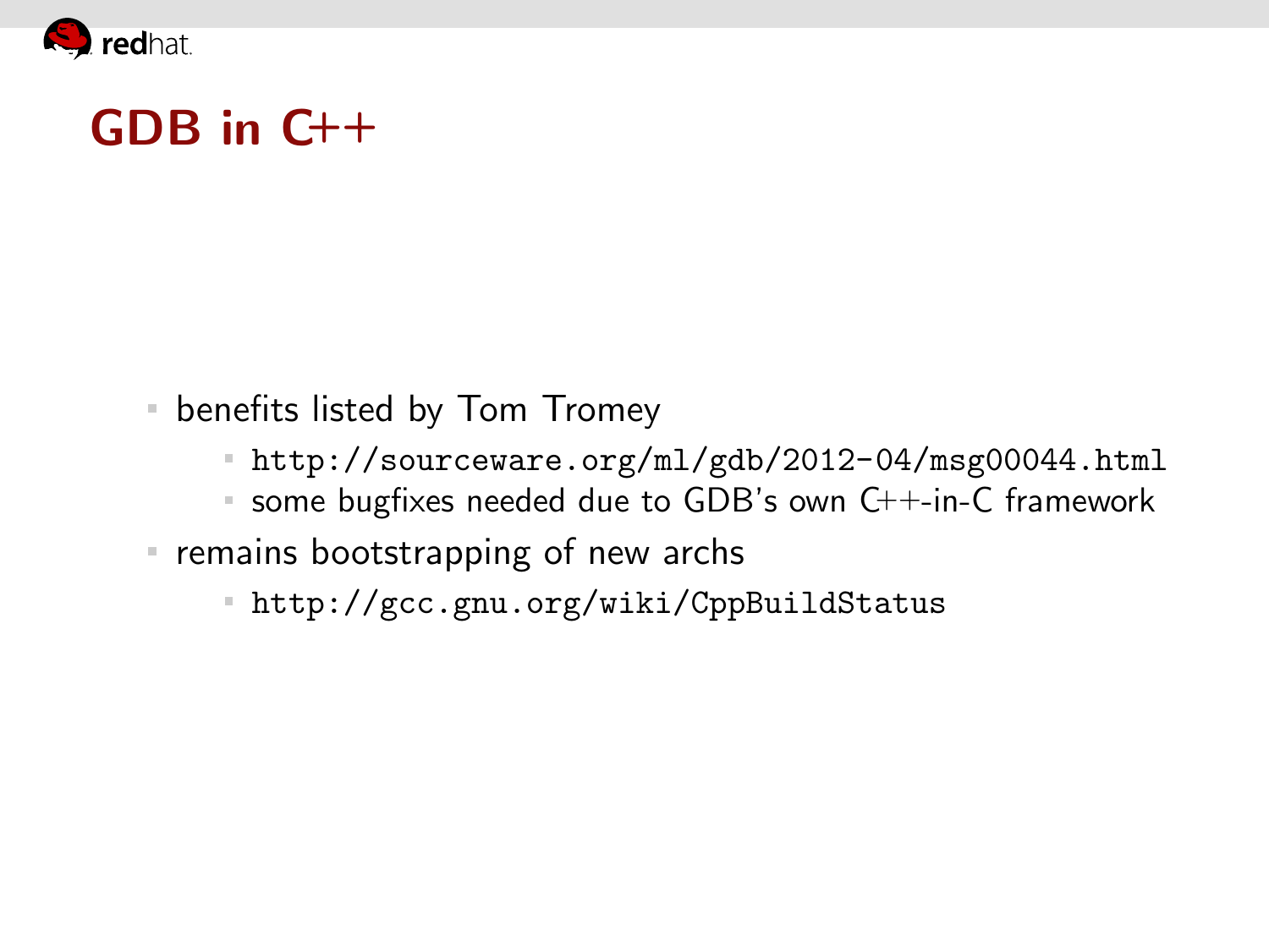# GDB in C++

- benefits listed by Tom Tromey
  - http://sourceware.org/ml/gdb/2012-04/msg00044.html
  - some bugfixes needed due to GDB's own C++-in-C framework
- remains bootstrapping of new archs
  - http://gcc.gnu.org/wiki/CppBuildStatus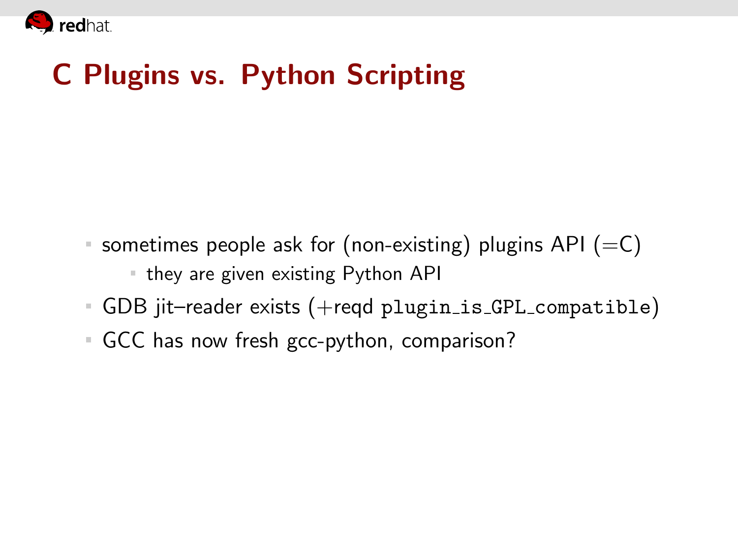# C Plugins vs. Python Scripting

- sometimes people ask for (non-existing) plugins API (=C)
  - they are given existing Python API
- GDB jit–reader exists (+reqd `plugin_is_GPL_compatible`)
- GCC has now fresh gcc-python, comparison?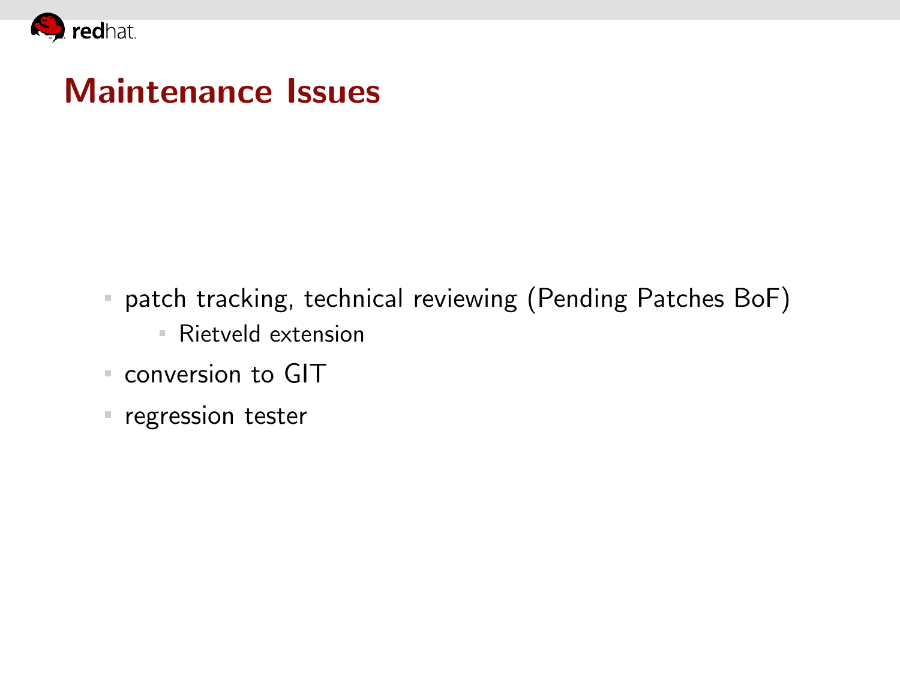# Maintenance Issues

- patch tracking, technical reviewing (Pending Patches BoF)
  - Rietveld extension
- conversion to GIT
- regression tester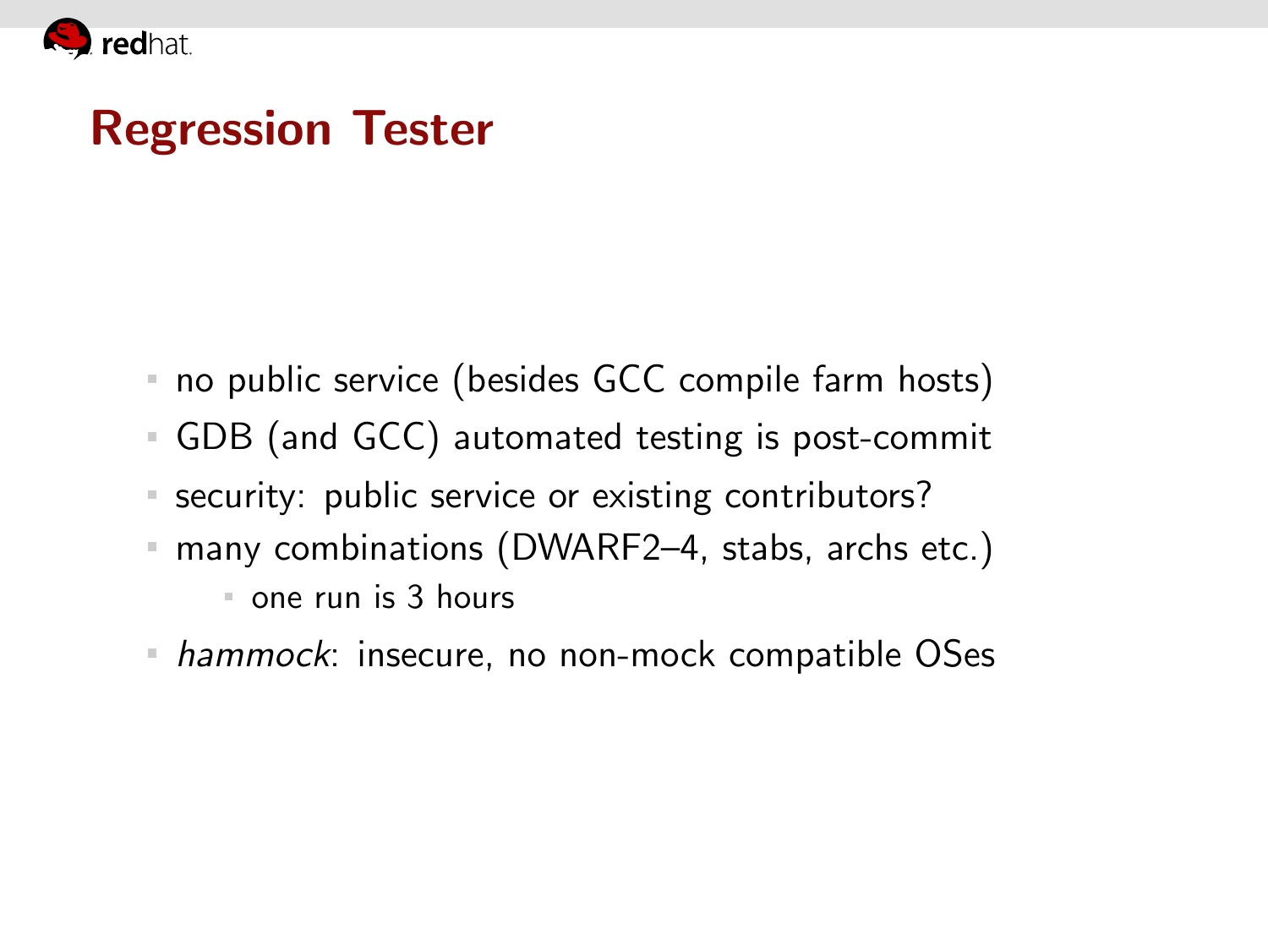# Regression Tester

- no public service (besides GCC compile farm hosts)
- GDB (and GCC) automated testing is post-commit
- security: public service or existing contributors?
- many combinations (DWARF2–4, stabs, archs etc.)
  - one run is 3 hours
- *hammock*: insecure, no non-mock compatible OSes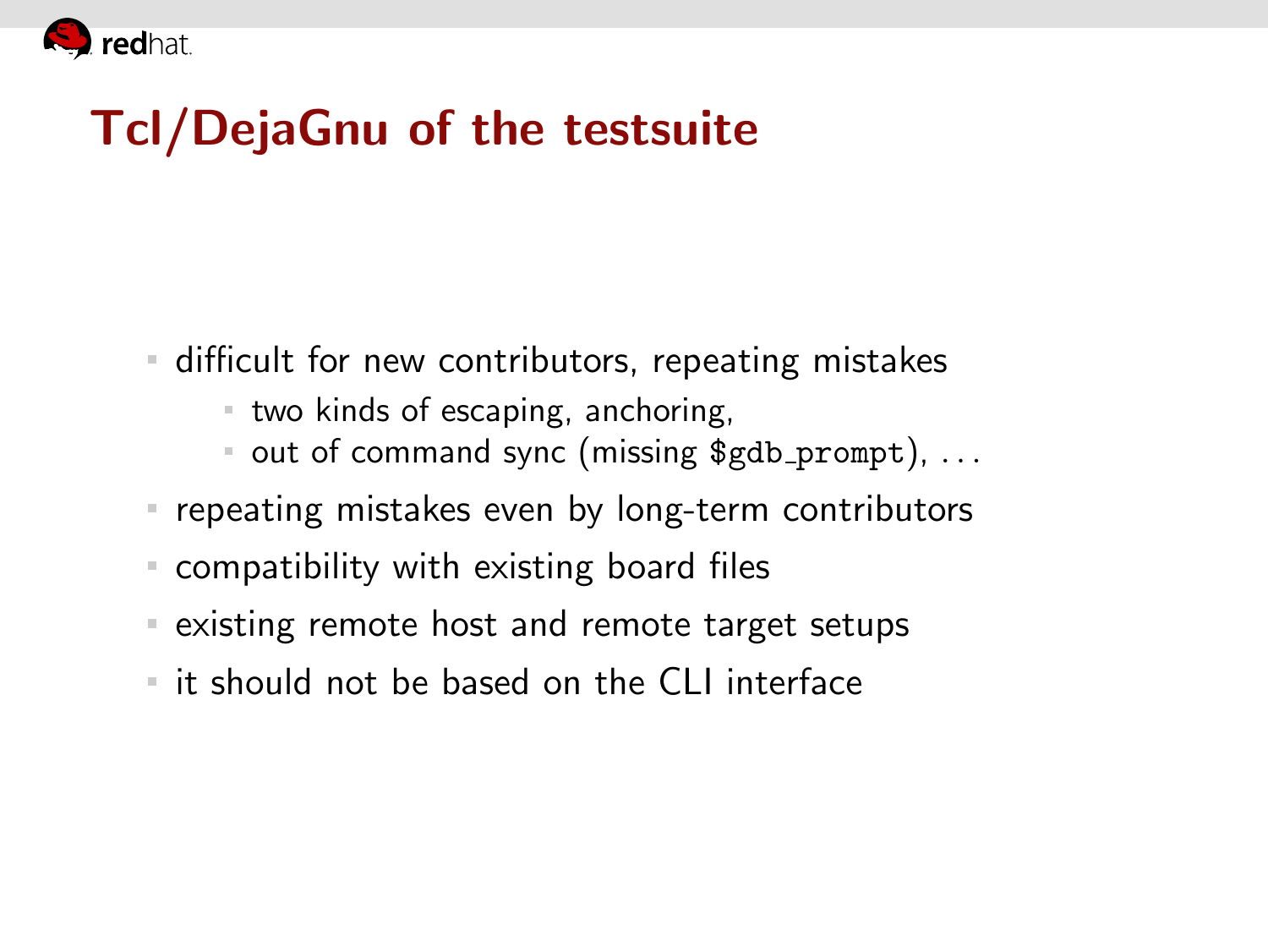# Tcl/DejaGnu of the testsuite

- difficult for new contributors, repeating mistakes
  - two kinds of escaping, anchoring,
  - out of command sync (missing `$gdb_prompt`), ...
- repeating mistakes even by long-term contributors
- compatibility with existing board files
- existing remote host and remote target setups
- it should not be based on the CLI interface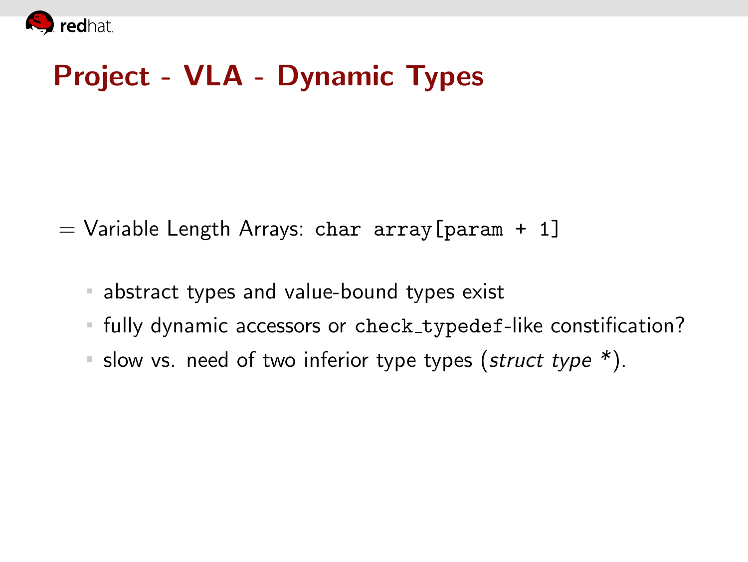# Project - VLA - Dynamic Types

- Variable Length Arrays: `char array[param + 1]`
  - abstract types and value-bound types exist
  - fully dynamic accessors or `check_typedef`-like constification?
  - slow vs. need of two inferior type types (*struct type* \*).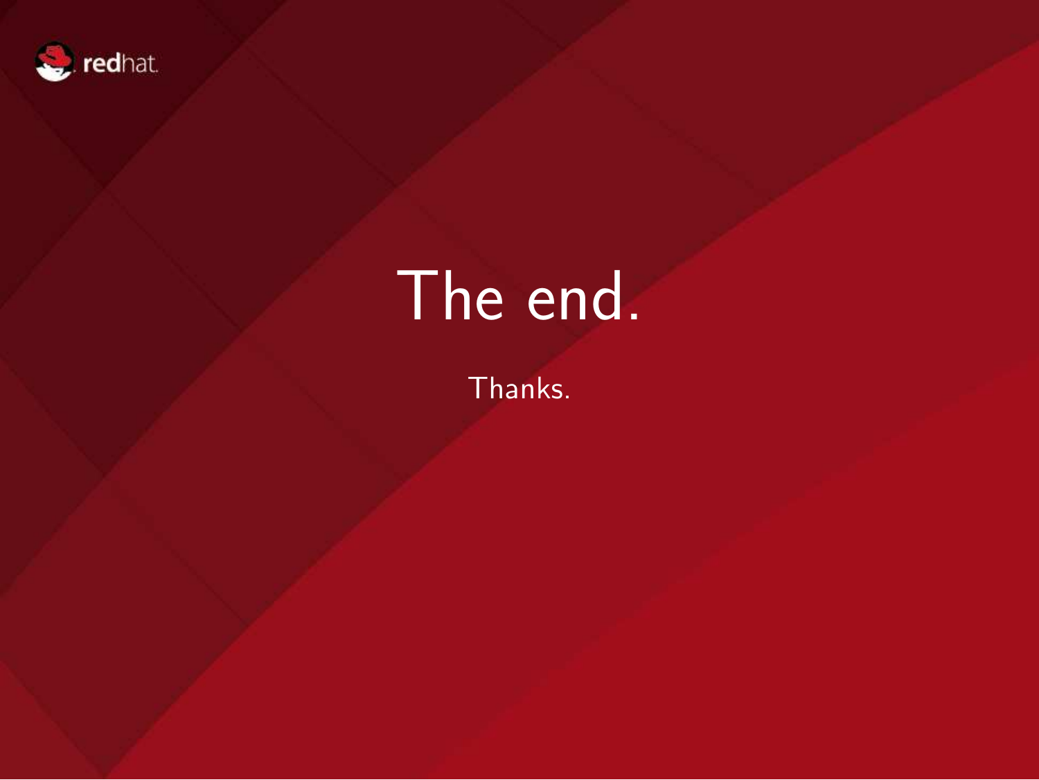# The end.

Thanks.